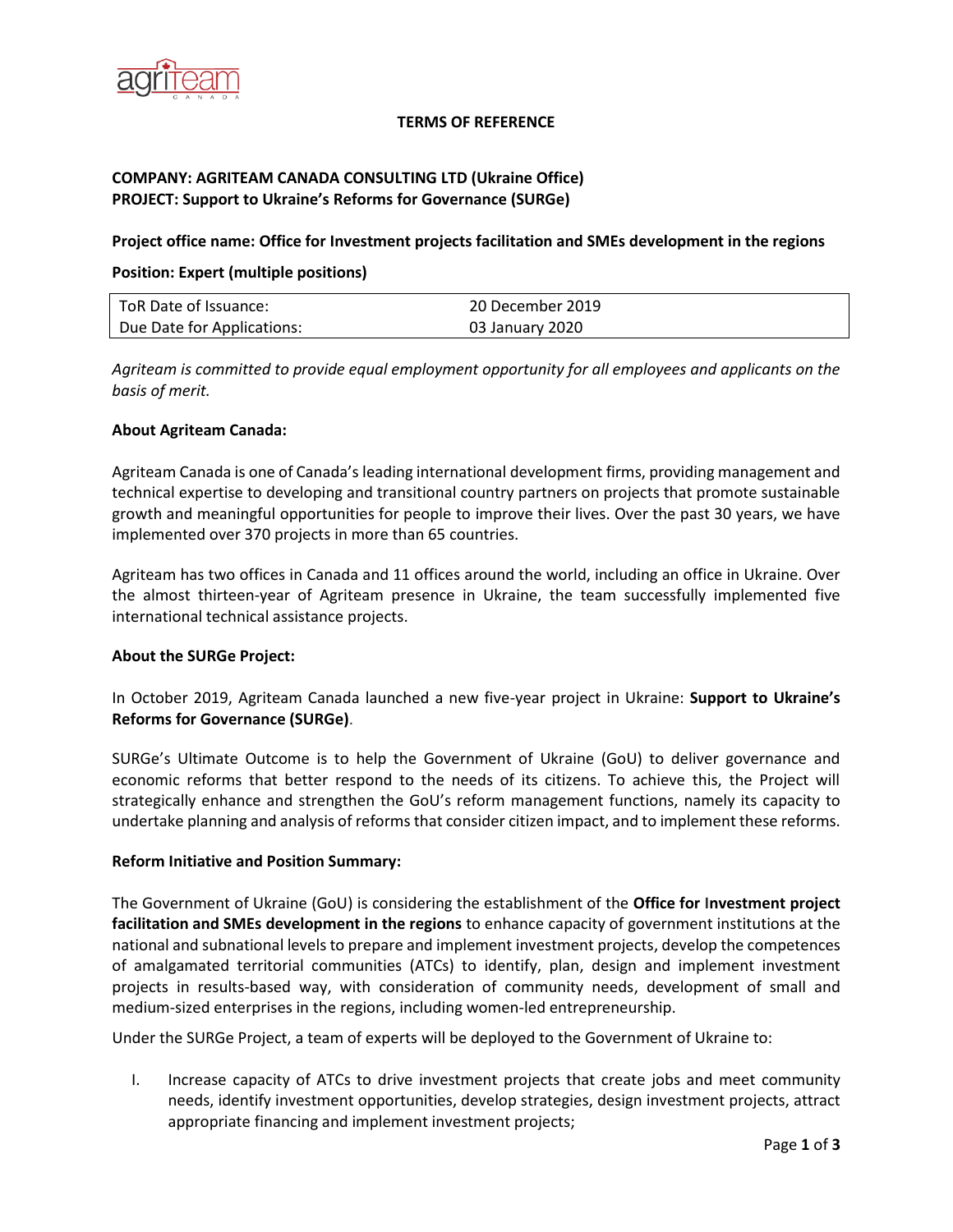# TERMS OF REFERENCE

**COMPANY: AGRITEAM CANADA CONSULTING LTD (Ukraine Office)**
**PROJECT: Support to Ukraine's Reforms for Governance (SURGe)**

**Project office name: Office for Investment projects facilitation and SMEs development in the regions**

**Position: Expert (multiple positions)**

| ToR Date of Issuance: | 20 December 2019 |
|---|---|
| Due Date for Applications: | 03 January 2020 |

*Agriteam is committed to provide equal employment opportunity for all employees and applicants on the basis of merit.*

**About Agriteam Canada:**

Agriteam Canada is one of Canada's leading international development firms, providing management and technical expertise to developing and transitional country partners on projects that promote sustainable growth and meaningful opportunities for people to improve their lives. Over the past 30 years, we have implemented over 370 projects in more than 65 countries.

Agriteam has two offices in Canada and 11 offices around the world, including an office in Ukraine. Over the almost thirteen-year of Agriteam presence in Ukraine, the team successfully implemented five international technical assistance projects.

**About the SURGe Project:**

In October 2019, Agriteam Canada launched a new five-year project in Ukraine: **Support to Ukraine's Reforms for Governance (SURGe)**.

SURGe's Ultimate Outcome is to help the Government of Ukraine (GoU) to deliver governance and economic reforms that better respond to the needs of its citizens. To achieve this, the Project will strategically enhance and strengthen the GoU's reform management functions, namely its capacity to undertake planning and analysis of reforms that consider citizen impact, and to implement these reforms.

**Reform Initiative and Position Summary:**

The Government of Ukraine (GoU) is considering the establishment of the **Office for Investment project facilitation and SMEs development in the regions** to enhance capacity of government institutions at the national and subnational levels to prepare and implement investment projects, develop the competences of amalgamated territorial communities (ATCs) to identify, plan, design and implement investment projects in results-based way, with consideration of community needs, development of small and medium-sized enterprises in the regions, including women-led entrepreneurship.

Under the SURGe Project, a team of experts will be deployed to the Government of Ukraine to:

I. Increase capacity of ATCs to drive investment projects that create jobs and meet community needs, identify investment opportunities, develop strategies, design investment projects, attract appropriate financing and implement investment projects;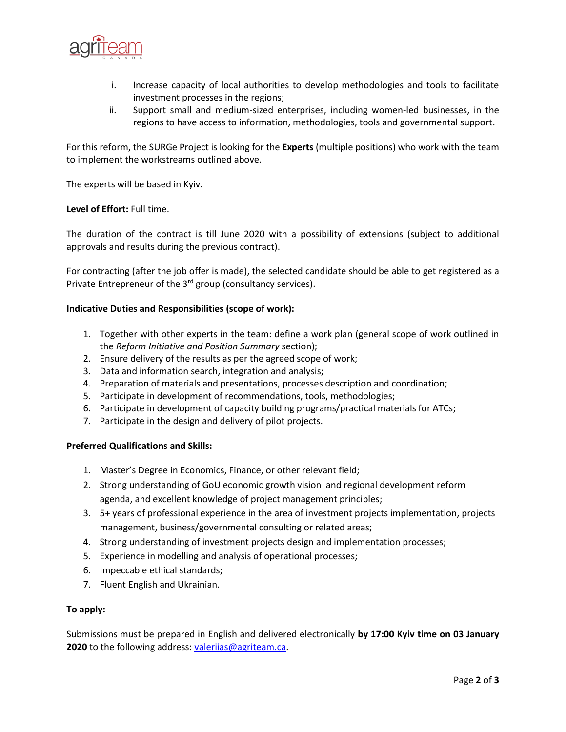i. Increase capacity of local authorities to develop methodologies and tools to facilitate investment processes in the regions;
ii. Support small and medium-sized enterprises, including women-led businesses, in the regions to have access to information, methodologies, tools and governmental support.

For this reform, the SURGe Project is looking for the **Experts** (multiple positions) who work with the team to implement the workstreams outlined above.

The experts will be based in Kyiv.

**Level of Effort:** Full time.

The duration of the contract is till June 2020 with a possibility of extensions (subject to additional approvals and results during the previous contract).

For contracting (after the job offer is made), the selected candidate should be able to get registered as a Private Entrepreneur of the 3rd group (consultancy services).

**Indicative Duties and Responsibilities (scope of work):**

1. Together with other experts in the team: define a work plan (general scope of work outlined in the *Reform Initiative and Position Summary* section);
2. Ensure delivery of the results as per the agreed scope of work;
3. Data and information search, integration and analysis;
4. Preparation of materials and presentations, processes description and coordination;
5. Participate in development of recommendations, tools, methodologies;
6. Participate in development of capacity building programs/practical materials for ATCs;
7. Participate in the design and delivery of pilot projects.

**Preferred Qualifications and Skills:**

1. Master's Degree in Economics, Finance, or other relevant field;
2. Strong understanding of GoU economic growth vision and regional development reform agenda, and excellent knowledge of project management principles;
3. 5+ years of professional experience in the area of investment projects implementation, projects management, business/governmental consulting or related areas;
4. Strong understanding of investment projects design and implementation processes;
5. Experience in modelling and analysis of operational processes;
6. Impeccable ethical standards;
7. Fluent English and Ukrainian.

**To apply:**

Submissions must be prepared in English and delivered electronically **by 17:00 Kyiv time on 03 January 2020** to the following address: valeriias@agriteam.ca.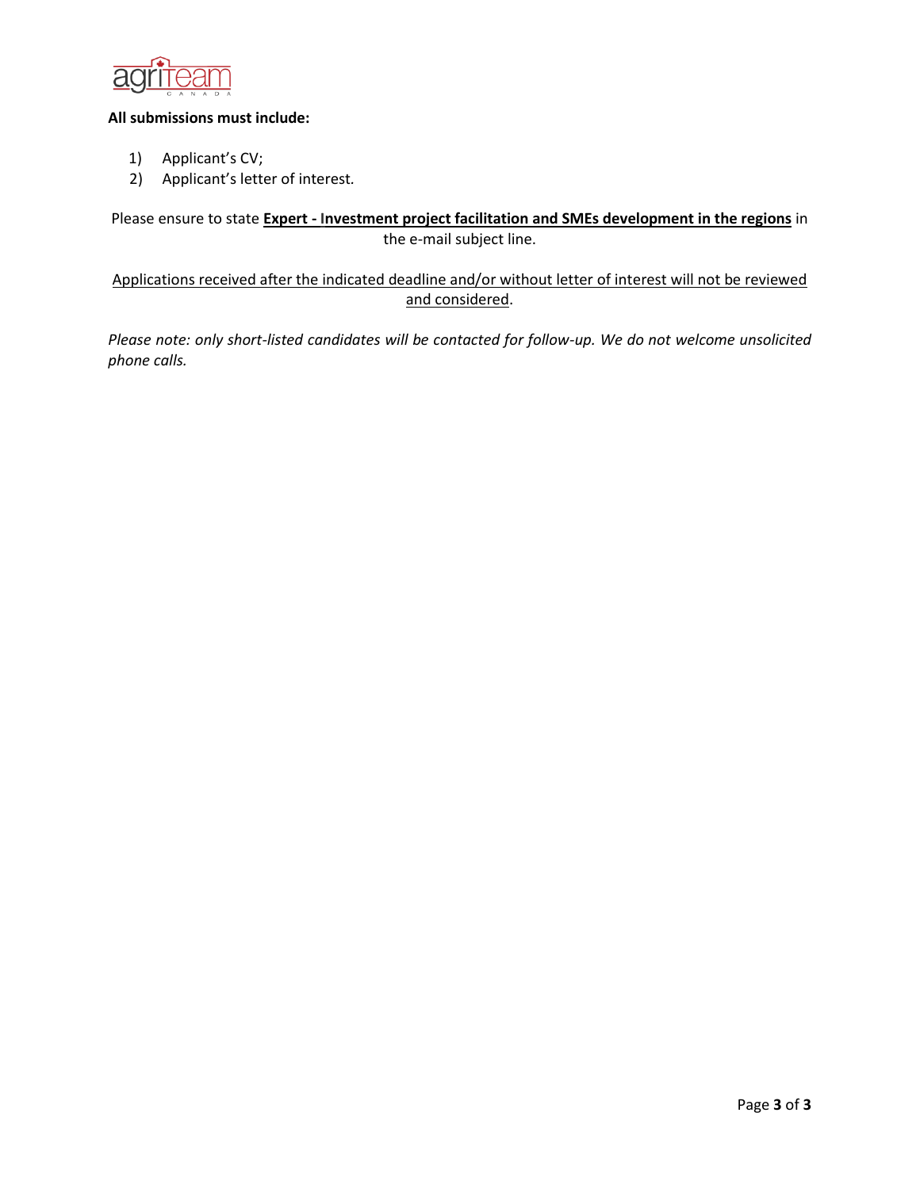**All submissions must include:**

1) Applicant's CV;
2) Applicant's letter of interest.

Please ensure to state **Expert - Investment project facilitation and SMEs development in the regions** in the e-mail subject line.

Applications received after the indicated deadline and/or without letter of interest will not be reviewed and considered.

*Please note: only short-listed candidates will be contacted for follow-up. We do not welcome unsolicited phone calls.*